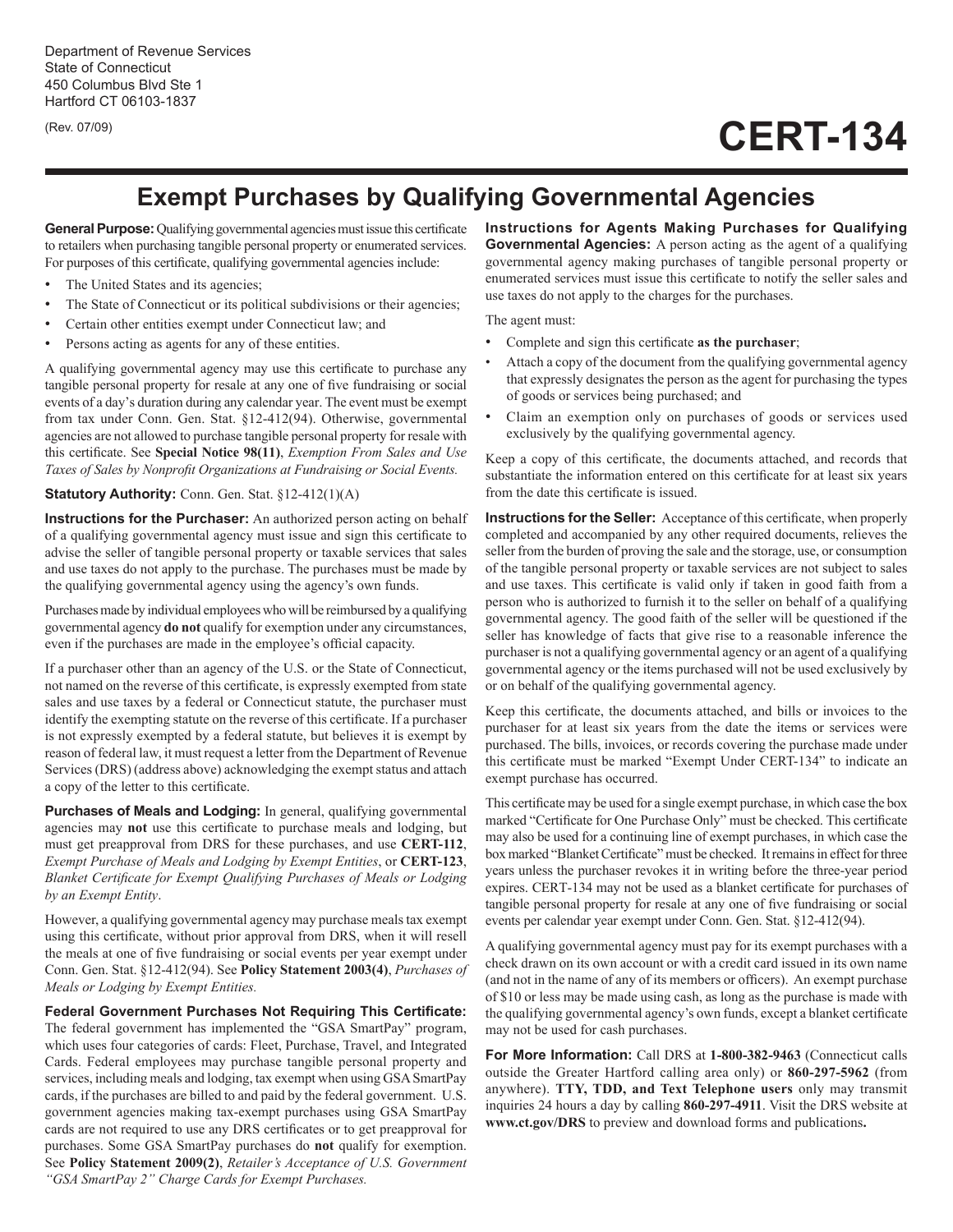Department of Revenue Services
State of Connecticut
450 Columbus Blvd Ste 1
Hartford CT 06103-1837

(Rev. 07/09)

# CERT-134

## Exempt Purchases by Qualifying Governmental Agencies

**General Purpose:** Qualifying governmental agencies must issue this certificate to retailers when purchasing tangible personal property or enumerated services. For purposes of this certificate, qualifying governmental agencies include:

- The United States and its agencies;
- The State of Connecticut or its political subdivisions or their agencies;
- Certain other entities exempt under Connecticut law; and
- Persons acting as agents for any of these entities.

A qualifying governmental agency may use this certificate to purchase any tangible personal property for resale at any one of five fundraising or social events of a day's duration during any calendar year. The event must be exempt from tax under Conn. Gen. Stat. §12-412(94). Otherwise, governmental agencies are not allowed to purchase tangible personal property for resale with this certificate. See **Special Notice 98(11)**, *Exemption From Sales and Use Taxes of Sales by Nonprofit Organizations at Fundraising or Social Events.*

**Statutory Authority:** Conn. Gen. Stat. §12-412(1)(A)

**Instructions for the Purchaser:** An authorized person acting on behalf of a qualifying governmental agency must issue and sign this certificate to advise the seller of tangible personal property or taxable services that sales and use taxes do not apply to the purchase. The purchases must be made by the qualifying governmental agency using the agency's own funds.

Purchases made by individual employees who will be reimbursed by a qualifying governmental agency **do not** qualify for exemption under any circumstances, even if the purchases are made in the employee's official capacity.

If a purchaser other than an agency of the U.S. or the State of Connecticut, not named on the reverse of this certificate, is expressly exempted from state sales and use taxes by a federal or Connecticut statute, the purchaser must identify the exempting statute on the reverse of this certificate. If a purchaser is not expressly exempted by a federal statute, but believes it is exempt by reason of federal law, it must request a letter from the Department of Revenue Services (DRS) (address above) acknowledging the exempt status and attach a copy of the letter to this certificate.

**Purchases of Meals and Lodging:** In general, qualifying governmental agencies may **not** use this certificate to purchase meals and lodging, but must get preapproval from DRS for these purchases, and use **CERT-112**, *Exempt Purchase of Meals and Lodging by Exempt Entities*, or **CERT-123**, *Blanket Certificate for Exempt Qualifying Purchases of Meals or Lodging by an Exempt Entity*.

However, a qualifying governmental agency may purchase meals tax exempt using this certificate, without prior approval from DRS, when it will resell the meals at one of five fundraising or social events per year exempt under Conn. Gen. Stat. §12-412(94). See **Policy Statement 2003(4)**, *Purchases of Meals or Lodging by Exempt Entities.*

**Federal Government Purchases Not Requiring This Certificate:** The federal government has implemented the "GSA SmartPay" program, which uses four categories of cards: Fleet, Purchase, Travel, and Integrated Cards. Federal employees may purchase tangible personal property and services, including meals and lodging, tax exempt when using GSA SmartPay cards, if the purchases are billed to and paid by the federal government. U.S. government agencies making tax-exempt purchases using GSA SmartPay cards are not required to use any DRS certificates or to get preapproval for purchases. Some GSA SmartPay purchases do **not** qualify for exemption. See **Policy Statement 2009(2)**, *Retailer's Acceptance of U.S. Government "GSA SmartPay 2" Charge Cards for Exempt Purchases.*

**Instructions for Agents Making Purchases for Qualifying Governmental Agencies:** A person acting as the agent of a qualifying governmental agency making purchases of tangible personal property or enumerated services must issue this certificate to notify the seller sales and use taxes do not apply to the charges for the purchases.

The agent must:

- Complete and sign this certificate **as the purchaser**;
- Attach a copy of the document from the qualifying governmental agency that expressly designates the person as the agent for purchasing the types of goods or services being purchased; and
- Claim an exemption only on purchases of goods or services used exclusively by the qualifying governmental agency.

Keep a copy of this certificate, the documents attached, and records that substantiate the information entered on this certificate for at least six years from the date this certificate is issued.

**Instructions for the Seller:** Acceptance of this certificate, when properly completed and accompanied by any other required documents, relieves the seller from the burden of proving the sale and the storage, use, or consumption of the tangible personal property or taxable services are not subject to sales and use taxes. This certificate is valid only if taken in good faith from a person who is authorized to furnish it to the seller on behalf of a qualifying governmental agency. The good faith of the seller will be questioned if the seller has knowledge of facts that give rise to a reasonable inference the purchaser is not a qualifying governmental agency or an agent of a qualifying governmental agency or the items purchased will not be used exclusively by or on behalf of the qualifying governmental agency.

Keep this certificate, the documents attached, and bills or invoices to the purchaser for at least six years from the date the items or services were purchased. The bills, invoices, or records covering the purchase made under this certificate must be marked "Exempt Under CERT-134" to indicate an exempt purchase has occurred.

This certificate may be used for a single exempt purchase, in which case the box marked "Certificate for One Purchase Only" must be checked. This certificate may also be used for a continuing line of exempt purchases, in which case the box marked "Blanket Certificate" must be checked. It remains in effect for three years unless the purchaser revokes it in writing before the three-year period expires. CERT-134 may not be used as a blanket certificate for purchases of tangible personal property for resale at any one of five fundraising or social events per calendar year exempt under Conn. Gen. Stat. §12-412(94).

A qualifying governmental agency must pay for its exempt purchases with a check drawn on its own account or with a credit card issued in its own name (and not in the name of any of its members or officers). An exempt purchase of $10 or less may be made using cash, as long as the purchase is made with the qualifying governmental agency's own funds, except a blanket certificate may not be used for cash purchases.

**For More Information:** Call DRS at **1-800-382-9463** (Connecticut calls outside the Greater Hartford calling area only) or **860-297-5962** (from anywhere). **TTY, TDD, and Text Telephone users** only may transmit inquiries 24 hours a day by calling **860-297-4911**. Visit the DRS website at **www.ct.gov/DRS** to preview and download forms and publications**.**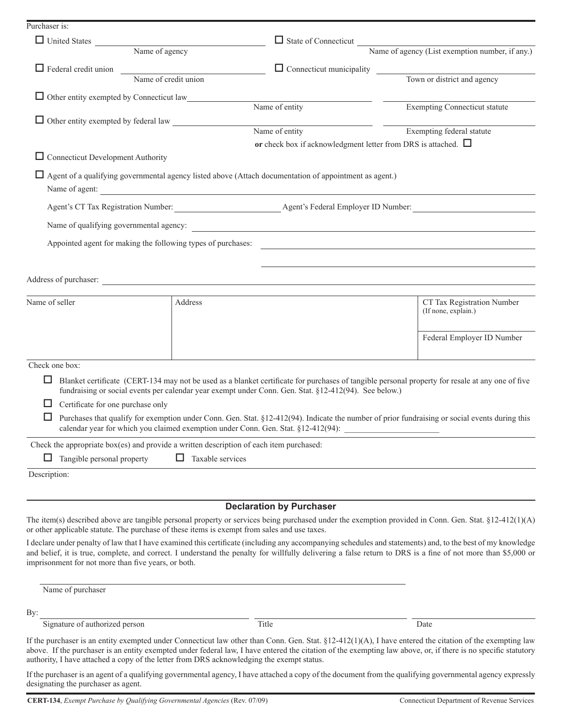Purchaser is:

☐ United States ______________________
Name of agency

☐ State of Connecticut ______________________
Name of agency (List exemption number, if any.)

☐ Federal credit union ______________________
Name of credit union

☐ Connecticut municipality ______________________
Town or district and agency

☐ Other entity exempted by Connecticut law ______________________ ______________________
Name of entity — Exempting Connecticut statute

☐ Other entity exempted by federal law ______________________ ______________________
Name of entity — Exempting federal statute

**or** check box if acknowledgment letter from DRS is attached. ☐

☐ Connecticut Development Authority

☐ Agent of a qualifying governmental agency listed above (Attach documentation of appointment as agent.)

Name of agent: ______________________

Agent's CT Tax Registration Number: ______________________ Agent's Federal Employer ID Number: ______________________

Name of qualifying governmental agency: ______________________

Appointed agent for making the following types of purchases: ______________________

______________________

Address of purchaser: ______________________

| Name of seller | Address | CT Tax Registration Number (If none, explain.) |
|---|---|---|
| | | Federal Employer ID Number |

Check one box:

☐ Blanket certificate (CERT-134 may not be used as a blanket certificate for purchases of tangible personal property for resale at any one of five fundraising or social events per calendar year exempt under Conn. Gen. Stat. §12-412(94). See below.)

☐ Certificate for one purchase only

☐ Purchases that qualify for exemption under Conn. Gen. Stat. §12-412(94). Indicate the number of prior fundraising or social events during this calendar year for which you claimed exemption under Conn. Gen. Stat. §12-412(94): ______________________

Check the appropriate box(es) and provide a written description of each item purchased:

☐ Tangible personal property ☐ Taxable services

Description:

## Declaration by Purchaser

The item(s) described above are tangible personal property or services being purchased under the exemption provided in Conn. Gen. Stat. §12-412(1)(A) or other applicable statute. The purchase of these items is exempt from sales and use taxes.

I declare under penalty of law that I have examined this certificate (including any accompanying schedules and statements) and, to the best of my knowledge and belief, it is true, complete, and correct. I understand the penalty for willfully delivering a false return to DRS is a fine of not more than $5,000 or imprisonment for not more than five years, or both.

______________________
Name of purchaser

By: ______________________ ______________________ ______________________
Signature of authorized person — Title — Date

If the purchaser is an entity exempted under Connecticut law other than Conn. Gen. Stat. §12-412(1)(A), I have entered the citation of the exempting law above. If the purchaser is an entity exempted under federal law, I have entered the citation of the exempting law above, or, if there is no specific statutory authority, I have attached a copy of the letter from DRS acknowledging the exempt status.

If the purchaser is an agent of a qualifying governmental agency, I have attached a copy of the document from the qualifying governmental agency expressly designating the purchaser as agent.

**CERT-134**, *Exempt Purchase by Qualifying Governmental Agencies* (Rev. 07/09) — Connecticut Department of Revenue Services